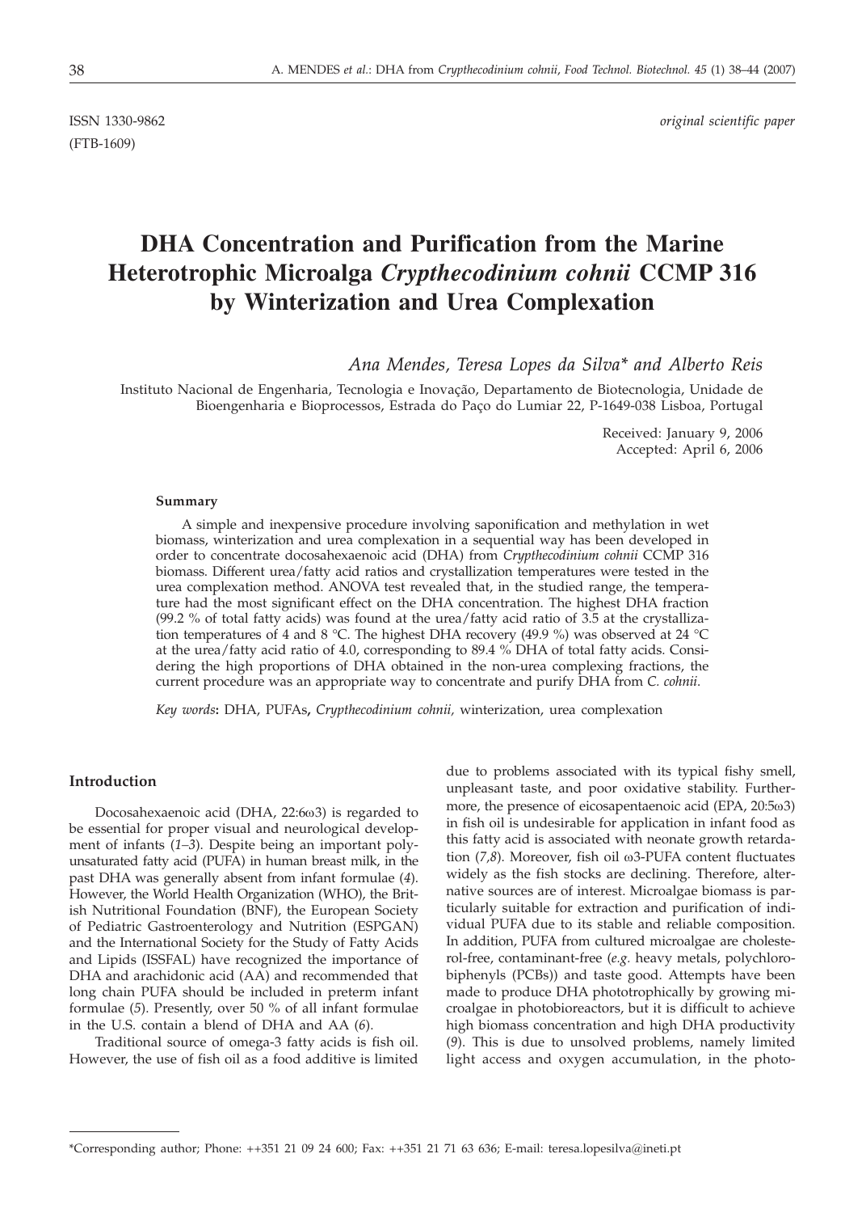ISSN 1330-9862 *original scientific paper*
(FTB-1609)

# DHA Concentration and Purification from the Marine Heterotrophic Microalga *Crypthecodinium cohnii* CCMP 316 by Winterization and Urea Complexation

*Ana Mendes, Teresa Lopes da Silva\* and Alberto Reis*

Instituto Nacional de Engenharia, Tecnologia e Inovação, Departamento de Biotecnologia, Unidade de Bioengenharia e Bioprocessos, Estrada do Paço do Lumiar 22, P-1649-038 Lisboa, Portugal

Received: January 9, 2006
Accepted: April 6, 2006

#### Summary

A simple and inexpensive procedure involving saponification and methylation in wet biomass, winterization and urea complexation in a sequential way has been developed in order to concentrate docosahexaenoic acid (DHA) from *Crypthecodinium cohnii* CCMP 316 biomass. Different urea/fatty acid ratios and crystallization temperatures were tested in the urea complexation method. ANOVA test revealed that, in the studied range, the temperature had the most significant effect on the DHA concentration. The highest DHA fraction (99.2 % of total fatty acids) was found at the urea/fatty acid ratio of 3.5 at the crystallization temperatures of 4 and 8 °C. The highest DHA recovery (49.9 %) was observed at 24 °C at the urea/fatty acid ratio of 4.0, corresponding to 89.4 % DHA of total fatty acids. Considering the high proportions of DHA obtained in the non-urea complexing fractions, the current procedure was an appropriate way to concentrate and purify DHA from *C. cohnii*.

*Key words*: DHA, PUFAs, *Crypthecodinium cohnii,* winterization, urea complexation

## Introduction

Docosahexaenoic acid (DHA, 22:6ω3) is regarded to be essential for proper visual and neurological development of infants (*1–3*). Despite being an important polyunsaturated fatty acid (PUFA) in human breast milk, in the past DHA was generally absent from infant formulae (*4*). However, the World Health Organization (WHO), the British Nutritional Foundation (BNF), the European Society of Pediatric Gastroenterology and Nutrition (ESPGAN) and the International Society for the Study of Fatty Acids and Lipids (ISSFAL) have recognized the importance of DHA and arachidonic acid (AA) and recommended that long chain PUFA should be included in preterm infant formulae (*5*). Presently, over 50 % of all infant formulae in the U.S. contain a blend of DHA and AA (*6*).

Traditional source of omega-3 fatty acids is fish oil. However, the use of fish oil as a food additive is limited due to problems associated with its typical fishy smell, unpleasant taste, and poor oxidative stability. Furthermore, the presence of eicosapentaenoic acid (EPA, 20:5ω3) in fish oil is undesirable for application in infant food as this fatty acid is associated with neonate growth retardation (*7,8*). Moreover, fish oil ω3-PUFA content fluctuates widely as the fish stocks are declining. Therefore, alternative sources are of interest. Microalgae biomass is particularly suitable for extraction and purification of individual PUFA due to its stable and reliable composition. In addition, PUFA from cultured microalgae are cholesterol-free, contaminant-free (*e.g.* heavy metals, polychlorobiphenyls (PCBs)) and taste good. Attempts have been made to produce DHA phototrophically by growing microalgae in photobioreactors, but it is difficult to achieve high biomass concentration and high DHA productivity (*9*). This is due to unsolved problems, namely limited light access and oxygen accumulation, in the photo-

\*Corresponding author; Phone: ++351 21 09 24 600; Fax: ++351 21 71 63 636; E-mail: teresa.lopesilva@ineti.pt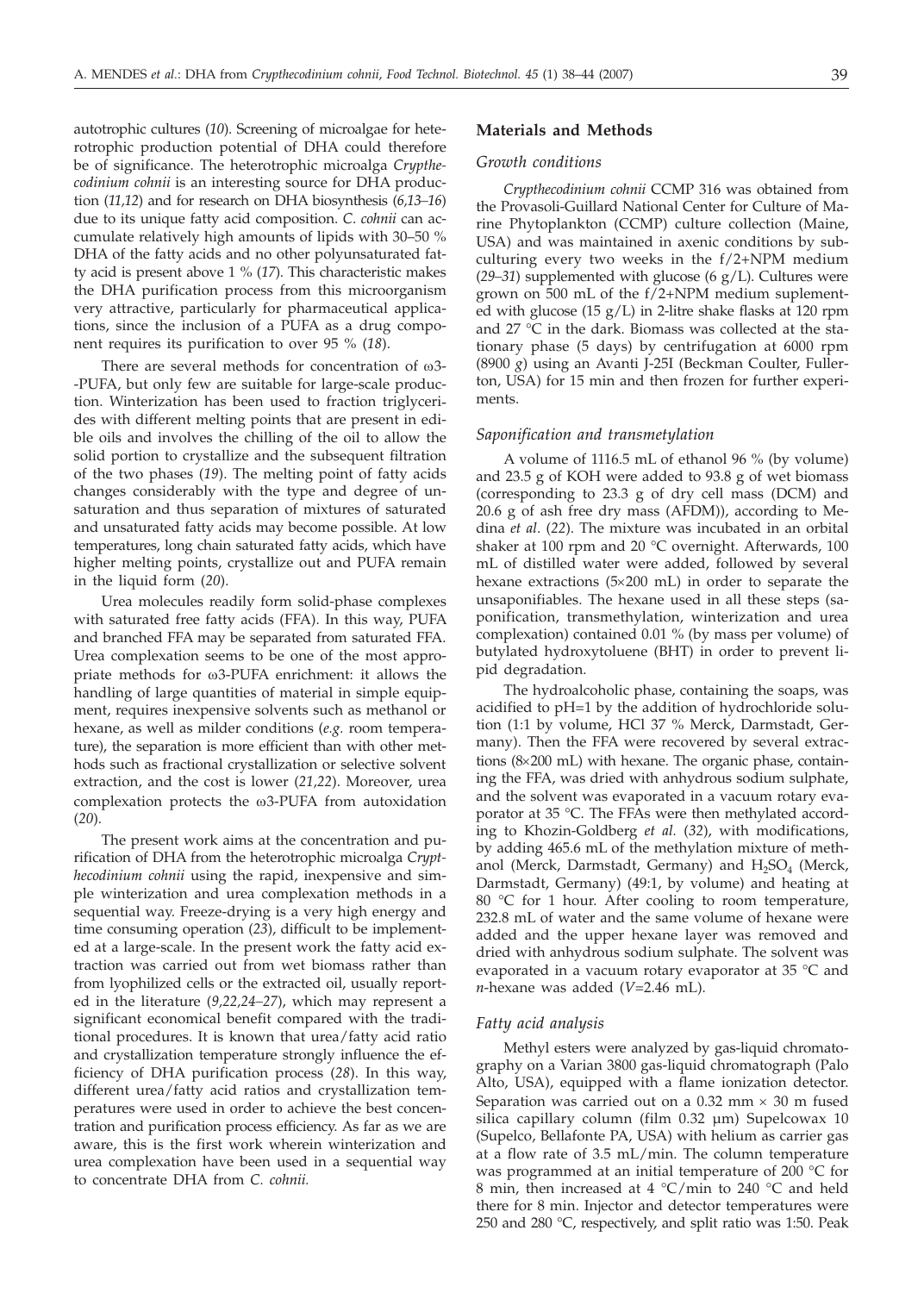autotrophic cultures (*10*). Screening of microalgae for heterotrophic production potential of DHA could therefore be of significance. The heterotrophic microalga *Crypthecodinium cohnii* is an interesting source for DHA production (*11,12*) and for research on DHA biosynthesis (*6,13–16*) due to its unique fatty acid composition. *C. cohnii* can accumulate relatively high amounts of lipids with 30–50 % DHA of the fatty acids and no other polyunsaturated fatty acid is present above 1 % (*17*). This characteristic makes the DHA purification process from this microorganism very attractive, particularly for pharmaceutical applications, since the inclusion of a PUFA as a drug component requires its purification to over 95 % (*18*).

There are several methods for concentration of ω3-PUFA, but only few are suitable for large-scale production. Winterization has been used to fraction triglycerides with different melting points that are present in edible oils and involves the chilling of the oil to allow the solid portion to crystallize and the subsequent filtration of the two phases (*19*). The melting point of fatty acids changes considerably with the type and degree of unsaturation and thus separation of mixtures of saturated and unsaturated fatty acids may become possible. At low temperatures, long chain saturated fatty acids, which have higher melting points, crystallize out and PUFA remain in the liquid form (*20*).

Urea molecules readily form solid-phase complexes with saturated free fatty acids (FFA). In this way, PUFA and branched FFA may be separated from saturated FFA. Urea complexation seems to be one of the most appropriate methods for ω3-PUFA enrichment: it allows the handling of large quantities of material in simple equipment, requires inexpensive solvents such as methanol or hexane, as well as milder conditions (*e.g.* room temperature), the separation is more efficient than with other methods such as fractional crystallization or selective solvent extraction, and the cost is lower (*21,22*). Moreover, urea complexation protects the ω3-PUFA from autoxidation (*20*).

The present work aims at the concentration and purification of DHA from the heterotrophic microalga *Crypthecodinium cohnii* using the rapid, inexpensive and simple winterization and urea complexation methods in a sequential way. Freeze-drying is a very high energy and time consuming operation (*23*), difficult to be implemented at a large-scale. In the present work the fatty acid extraction was carried out from wet biomass rather than from lyophilized cells or the extracted oil, usually reported in the literature (*9,22,24–27*), which may represent a significant economical benefit compared with the traditional procedures. It is known that urea/fatty acid ratio and crystallization temperature strongly influence the efficiency of DHA purification process (*28*). In this way, different urea/fatty acid ratios and crystallization temperatures were used in order to achieve the best concentration and purification process efficiency. As far as we are aware, this is the first work wherein winterization and urea complexation have been used in a sequential way to concentrate DHA from *C. cohnii.*

## Materials and Methods

### *Growth conditions*

*Crypthecodinium cohnii* CCMP 316 was obtained from the Provasoli-Guillard National Center for Culture of Marine Phytoplankton (CCMP) culture collection (Maine, USA) and was maintained in axenic conditions by subculturing every two weeks in the f/2+NPM medium (*29–31*) supplemented with glucose (6 g/L). Cultures were grown on 500 mL of the f/2+NPM medium suplemented with glucose (15 g/L) in 2-litre shake flasks at 120 rpm and 27 °C in the dark. Biomass was collected at the stationary phase (5 days) by centrifugation at 6000 rpm (8900 *g*) using an Avanti J-25I (Beckman Coulter, Fullerton, USA) for 15 min and then frozen for further experiments.

### *Saponification and transmetylation*

A volume of 1116.5 mL of ethanol 96 % (by volume) and 23.5 g of KOH were added to 93.8 g of wet biomass (corresponding to 23.3 g of dry cell mass (DCM) and 20.6 g of ash free dry mass (AFDM)), according to Medina *et al*. (*22*). The mixture was incubated in an orbital shaker at 100 rpm and 20 °C overnight. Afterwards, 100 mL of distilled water were added, followed by several hexane extractions (5×200 mL) in order to separate the unsaponifiables. The hexane used in all these steps (saponification, transmethylation, winterization and urea complexation) contained 0.01 % (by mass per volume) of butylated hydroxytoluene (BHT) in order to prevent lipid degradation.

The hydroalcoholic phase, containing the soaps, was acidified to pH=1 by the addition of hydrochloride solution (1:1 by volume, HCl 37 % Merck, Darmstadt, Germany). Then the FFA were recovered by several extractions (8×200 mL) with hexane. The organic phase, containing the FFA, was dried with anhydrous sodium sulphate, and the solvent was evaporated in a vacuum rotary evaporator at 35 °C. The FFAs were then methylated according to Khozin-Goldberg *et al.* (*32*), with modifications, by adding 465.6 mL of the methylation mixture of methanol (Merck, Darmstadt, Germany) and $H_2SO_4$ (Merck, Darmstadt, Germany) (49:1, by volume) and heating at 80 °C for 1 hour. After cooling to room temperature, 232.8 mL of water and the same volume of hexane were added and the upper hexane layer was removed and dried with anhydrous sodium sulphate. The solvent was evaporated in a vacuum rotary evaporator at 35 °C and *n*-hexane was added (*V*=2.46 mL).

### *Fatty acid analysis*

Methyl esters were analyzed by gas-liquid chromatography on a Varian 3800 gas-liquid chromatograph (Palo Alto, USA), equipped with a flame ionization detector. Separation was carried out on a 0.32 mm × 30 m fused silica capillary column (film 0.32 µm) Supelcowax 10 (Supelco, Bellafonte PA, USA) with helium as carrier gas at a flow rate of 3.5 mL/min. The column temperature was programmed at an initial temperature of 200 °C for 8 min, then increased at 4 °C/min to 240 °C and held there for 8 min. Injector and detector temperatures were 250 and 280 °C, respectively, and split ratio was 1:50. Peak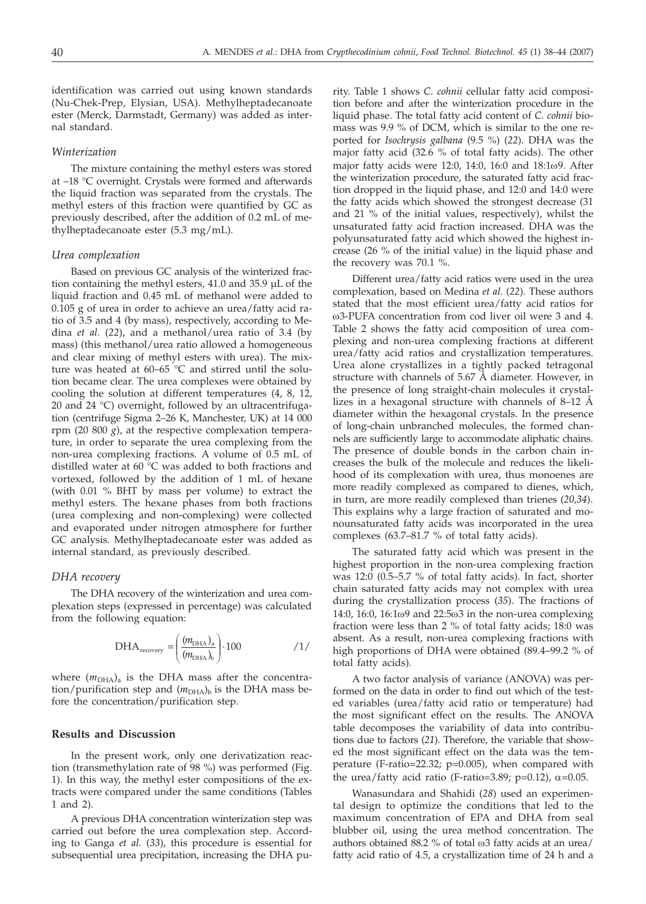identification was carried out using known standards (Nu-Chek-Prep, Elysian, USA). Methylheptadecanoate ester (Merck, Darmstadt, Germany) was added as internal standard.

### *Winterization*

The mixture containing the methyl esters was stored at –18 °C overnight. Crystals were formed and afterwards the liquid fraction was separated from the crystals. The methyl esters of this fraction were quantified by GC as previously described, after the addition of 0.2 mL of methylheptadecanoate ester (5.3 mg/mL).

### *Urea complexation*

Based on previous GC analysis of the winterized fraction containing the methyl esters, 41.0 and 35.9 μL of the liquid fraction and 0.45 mL of methanol were added to 0.105 g of urea in order to achieve an urea/fatty acid ratio of 3.5 and 4 (by mass), respectively, according to Medina *et al.* (*22*), and a methanol/urea ratio of 3.4 (by mass) (this methanol/urea ratio allowed a homogeneous and clear mixing of methyl esters with urea). The mixture was heated at 60–65 °C and stirred until the solution became clear. The urea complexes were obtained by cooling the solution at different temperatures (4, 8, 12, 20 and 24 °C) overnight, followed by an ultracentrifugation (centrifuge Sigma 2–26 K, Manchester, UK) at 14 000 rpm (20 800 *g*), at the respective complexation temperature, in order to separate the urea complexing from the non-urea complexing fractions. A volume of 0.5 mL of distilled water at 60 °C was added to both fractions and vortexed, followed by the addition of 1 mL of hexane (with 0.01 % BHT by mass per volume) to extract the methyl esters. The hexane phases from both fractions (urea complexing and non-complexing) were collected and evaporated under nitrogen atmosphere for further GC analysis. Methylheptadecanoate ester was added as internal standard, as previously described.

### *DHA recovery*

The DHA recovery of the winterization and urea complexation steps (expressed in percentage) was calculated from the following equation:

$$\mathrm{DHA}_{\mathrm{recovery}} = \left( \frac{(m_{\mathrm{DHA}})_{\mathrm{a}}}{(m_{\mathrm{DHA}})_{\mathrm{b}}} \right) \cdot 100 \qquad /1/$$

where $(m_{\mathrm{DHA}})_{\mathrm{a}}$ is the DHA mass after the concentration/purification step and $(m_{\mathrm{DHA}})_{\mathrm{b}}$ is the DHA mass before the concentration/purification step.

## Results and Discussion

In the present work, only one derivatization reaction (transmethylation rate of 98 %) was performed (Fig. 1). In this way, the methyl ester compositions of the extracts were compared under the same conditions (Tables 1 and 2).

A previous DHA concentration winterization step was carried out before the urea complexation step. According to Ganga *et al.* (*33*), this procedure is essential for subsequential urea precipitation, increasing the DHA purity. Table 1 shows *C. cohnii* cellular fatty acid composition before and after the winterization procedure in the liquid phase. The total fatty acid content of *C. cohnii* biomass was 9.9 % of DCM, which is similar to the one reported for *Isochrysis galbana* (9.5 %) (*22*). DHA was the major fatty acid (32.6 % of total fatty acids). The other major fatty acids were 12:0, 14:0, 16:0 and 18:1ω9. After the winterization procedure, the saturated fatty acid fraction dropped in the liquid phase, and 12:0 and 14:0 were the fatty acids which showed the strongest decrease (31 and 21 % of the initial values, respectively), whilst the unsaturated fatty acid fraction increased. DHA was the polyunsaturated fatty acid which showed the highest increase (26 % of the initial value) in the liquid phase and the recovery was 70.1 %.

Different urea/fatty acid ratios were used in the urea complexation, based on Medina *et al.* (*22*). These authors stated that the most efficient urea/fatty acid ratios for ω3-PUFA concentration from cod liver oil were 3 and 4. Table 2 shows the fatty acid composition of urea complexing and non-urea complexing fractions at different urea/fatty acid ratios and crystallization temperatures. Urea alone crystallizes in a tightly packed tetragonal structure with channels of 5.67 Å diameter. However, in the presence of long straight-chain molecules it crystallizes in a hexagonal structure with channels of 8–12 Å diameter within the hexagonal crystals. In the presence of long-chain unbranched molecules, the formed channels are sufficiently large to accommodate aliphatic chains. The presence of double bonds in the carbon chain increases the bulk of the molecule and reduces the likelihood of its complexation with urea, thus monoenes are more readily complexed as compared to dienes, which, in turn, are more readily complexed than trienes (*20,34*). This explains why a large fraction of saturated and monounsaturated fatty acids was incorporated in the urea complexes (63.7–81.7 % of total fatty acids).

The saturated fatty acid which was present in the highest proportion in the non-urea complexing fraction was 12:0 (0.5–5.7 % of total fatty acids). In fact, shorter chain saturated fatty acids may not complex with urea during the crystallization process (*35*). The fractions of 14:0, 16:0, 16:1ω9 and 22:5ω3 in the non-urea complexing fraction were less than 2 % of total fatty acids; 18:0 was absent. As a result, non-urea complexing fractions with high proportions of DHA were obtained (89.4–99.2 % of total fatty acids).

A two factor analysis of variance (ANOVA) was performed on the data in order to find out which of the tested variables (urea/fatty acid ratio or temperature) had the most significant effect on the results. The ANOVA table decomposes the variability of data into contributions due to factors (*21*). Therefore, the variable that showed the most significant effect on the data was the temperature (F-ratio=22.32; p=0.005), when compared with the urea/fatty acid ratio (F-ratio=3.89; p=0.12), $\alpha$=0.05.

Wanasundara and Shahidi (*28*) used an experimental design to optimize the conditions that led to the maximum concentration of EPA and DHA from seal blubber oil, using the urea method concentration. The authors obtained 88.2 % of total ω3 fatty acids at an urea/fatty acid ratio of 4.5, a crystallization time of 24 h and a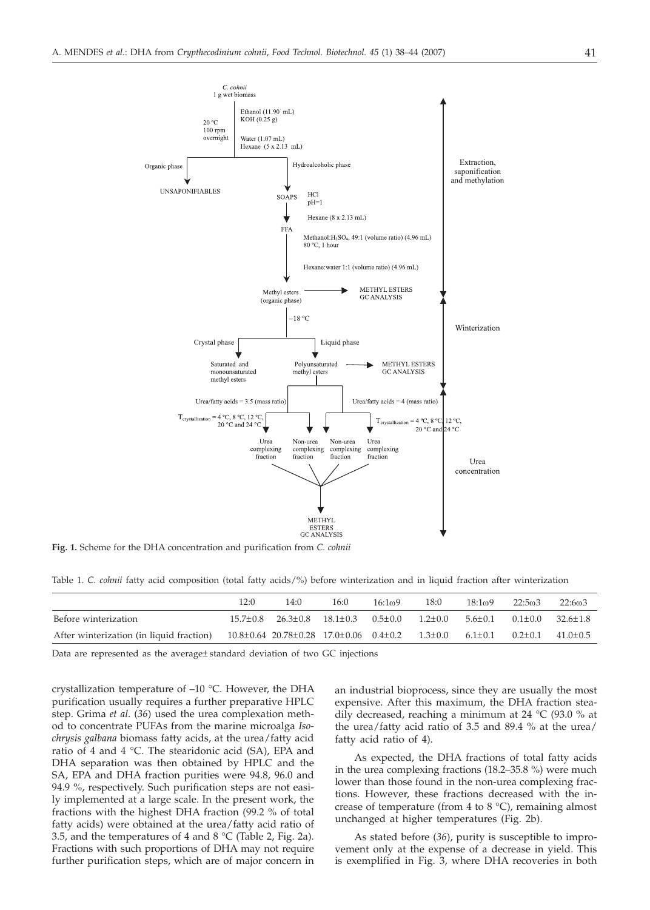**Fig. 1.** Scheme for the DHA concentration and purification from *C. cohnii*

Table 1. *C. cohnii* fatty acid composition (total fatty acids/%) before winterization and in liquid fraction after winterization

| | 12:0 | 14:0 | 16:0 | 16:1ω9 | 18:0 | 18:1ω9 | 22:5ω3 | 22:6ω3 |
|---|---|---|---|---|---|---|---|---|
| Before winterization | 15.7±0.8 | 26.3±0.8 | 18.1±0.3 | 0.5±0.0 | 1.2±0.0 | 5.6±0.1 | 0.1±0.0 | 32.6±1.8 |
| After winterization (in liquid fraction) | 10.8±0.64 | 20.78±0.28 | 17.0±0.06 | 0.4±0.2 | 1.3±0.0 | 6.1±0.1 | 0.2±0.1 | 41.0±0.5 |

Data are represented as the average± standard deviation of two GC injections

crystallization temperature of –10 °C. However, the DHA purification usually requires a further preparative HPLC step. Grima *et al.* (*36*) used the urea complexation method to concentrate PUFAs from the marine microalga *Isochrysis galbana* biomass fatty acids, at the urea/fatty acid ratio of 4 and 4 °C. The stearidonic acid (SA), EPA and DHA separation was then obtained by HPLC and the SA, EPA and DHA fraction purities were 94.8, 96.0 and 94.9 %, respectively. Such purification steps are not easily implemented at a large scale. In the present work, the fractions with the highest DHA fraction (99.2 % of total fatty acids) were obtained at the urea/fatty acid ratio of 3.5, and the temperatures of 4 and 8 °C (Table 2, Fig. 2a). Fractions with such proportions of DHA may not require further purification steps, which are of major concern in an industrial bioprocess, since they are usually the most expensive. After this maximum, the DHA fraction steadily decreased, reaching a minimum at 24 °C (93.0 % at the urea/fatty acid ratio of 3.5 and 89.4 % at the urea/fatty acid ratio of 4).

As expected, the DHA fractions of total fatty acids in the urea complexing fractions (18.2–35.8 %) were much lower than those found in the non-urea complexing fractions. However, these fractions decreased with the increase of temperature (from 4 to 8 °C), remaining almost unchanged at higher temperatures (Fig. 2b).

As stated before (*36*), purity is susceptible to improvement only at the expense of a decrease in yield. This is exemplified in Fig. 3, where DHA recoveries in both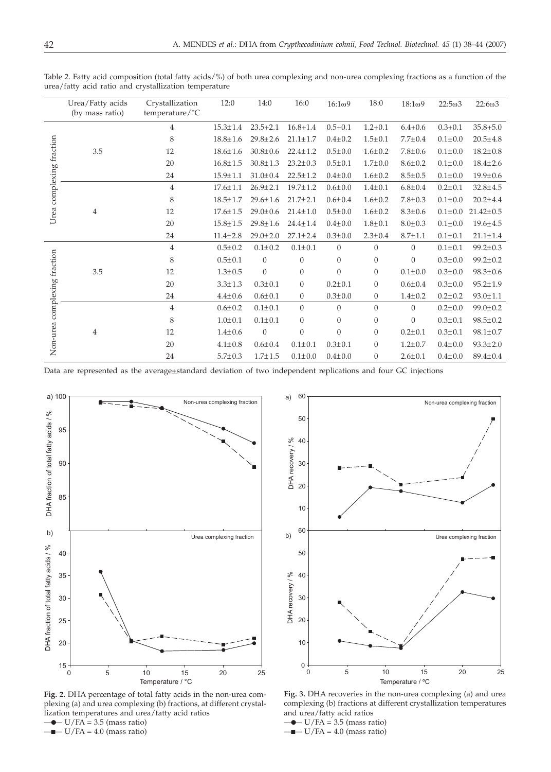Table 2. Fatty acid composition (total fatty acids/%) of both urea complexing and non-urea complexing fractions as a function of the urea/fatty acid ratio and crystallization temperature

| | Urea/Fatty acids (by mass ratio) | Crystallization temperature/°C | 12:0 | 14:0 | 16:0 | 16:1ω9 | 18:0 | 18:1ω9 | 22:5ω3 | 22:6ω3 |
|---|---|---|---|---|---|---|---|---|---|---|
| Urea complexing fraction | 3.5 | 4 | 15.3±1.4 | 23.5+2.1 | 16.8+1.4 | 0.5+0.1 | 1.2+0.1 | 6.4+0.6 | 0.3+0.1 | 35.8+5.0 |
| | | 8 | 18.8±1.6 | 29.8±2.6 | 21.1±1.7 | 0.4±0.2 | 1.5±0.1 | 7.7±0.4 | 0.1±0.0 | 20.5±4.8 |
| | | 12 | 18.6±1.6 | 30.8±0.6 | 22.4±1.2 | 0.5±0.0 | 1.6±0.2 | 7.8±0.6 | 0.1±0.0 | 18.2±0.8 |
| | | 20 | 16.8±1.5 | 30.8±1.3 | 23.2±0.3 | 0.5±0.1 | 1.7±0.0 | 8.6±0.2 | 0.1±0.0 | 18.4±2.6 |
| | | 24 | 15.9±1.1 | 31.0±0.4 | 22.5±1.2 | 0.4±0.0 | 1.6±0.2 | 8.5±0.5 | 0.1±0.0 | 19.9±0.6 |
| | 4 | 4 | 17.6±1.1 | 26.9±2.1 | 19.7±1.2 | 0.6±0.0 | 1.4±0.1 | 6.8±0.4 | 0.2±0.1 | 32.8±4.5 |
| | | 8 | 18.5±1.7 | 29.6±1.6 | 21.7±2.1 | 0.6±0.4 | 1.6±0.2 | 7.8±0.3 | 0.1±0.0 | 20.2±4.4 |
| | | 12 | 17.6±1.5 | 29.0±0.6 | 21.4±1.0 | 0.5±0.0 | 1.6±0.2 | 8.3±0.6 | 0.1±0.0 | 21.42±0.5 |
| | | 20 | 15.8±1.5 | 29.8±1.6 | 24.4±1.4 | 0.4±0.0 | 1.8±0.1 | 8.0±0.3 | 0.1±0.0 | 19.6±4.5 |
| | | 24 | 11.4±2.8 | 29.0±2.0 | 27.1±2.4 | 0.3±0.0 | 2.3±0.4 | 8.7±1.1 | 0.1±0.1 | 21.1±1.4 |
| Non-urea complexing fraction | 3.5 | 4 | 0.5±0.2 | 0.1±0.2 | 0.1±0.1 | 0 | 0 | 0 | 0.1±0.1 | 99.2±0.3 |
| | | 8 | 0.5±0.1 | 0 | 0 | 0 | 0 | 0 | 0.3±0.0 | 99.2±0.2 |
| | | 12 | 1.3±0.5 | 0 | 0 | 0 | 0 | 0.1±0.0 | 0.3±0.0 | 98.3±0.6 |
| | | 20 | 3.3±1.3 | 0.3±0.1 | 0 | 0.2±0.1 | 0 | 0.6±0.4 | 0.3±0.0 | 95.2±1.9 |
| | | 24 | 4.4±0.6 | 0.6±0.1 | 0 | 0.3±0.0 | 0 | 1.4±0.2 | 0.2±0.2 | 93.0±1.1 |
| | 4 | 4 | 0.6±0.2 | 0.1±0.1 | 0 | 0 | 0 | 0 | 0.2±0.0 | 99.0±0.2 |
| | | 8 | 1.0±0.1 | 0.1±0.1 | 0 | 0 | 0 | 0 | 0.3±0.1 | 98.5±0.2 |
| | | 12 | 1.4±0.6 | 0 | 0 | 0 | 0 | 0.2±0.1 | 0.3±0.1 | 98.1±0.7 |
| | | 20 | 4.1±0.8 | 0.6±0.4 | 0.1±0.1 | 0.3±0.1 | 0 | 1.2±0.7 | 0.4±0.0 | 93.3±2.0 |
| | | 24 | 5.7±0.3 | 1.7±1.5 | 0.1±0.0 | 0.4±0.0 | 0 | 2.6±0.1 | 0.4±0.0 | 89.4±0.4 |

Data are represented as the average±standard deviation of two independent replications and four GC injections

**Fig. 2.** DHA percentage of total fatty acids in the non-urea complexing (a) and urea complexing (b) fractions, at different crystallization temperatures and urea/fatty acid ratios
—●— U/FA = 3.5 (mass ratio)
—■— U/FA = 4.0 (mass ratio)

**Fig. 3.** DHA recoveries in the non-urea complexing (a) and urea complexing (b) fractions at different crystallization temperatures and urea/fatty acid ratios
—●— U/FA = 3.5 (mass ratio)
—■— U/FA = 4.0 (mass ratio)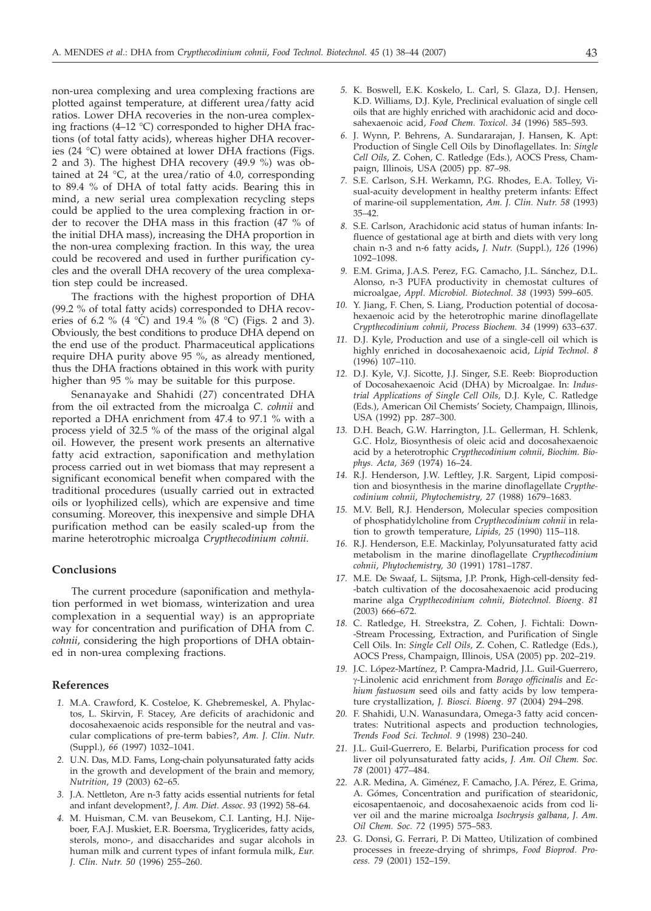non-urea complexing and urea complexing fractions are plotted against temperature, at different urea/fatty acid ratios. Lower DHA recoveries in the non-urea complexing fractions (4–12 °C) corresponded to higher DHA fractions (of total fatty acids), whereas higher DHA recoveries (24 °C) were obtained at lower DHA fractions (Figs. 2 and 3). The highest DHA recovery (49.9 %) was obtained at 24 °C, at the urea/ratio of 4.0, corresponding to 89.4 % of DHA of total fatty acids. Bearing this in mind, a new serial urea complexation recycling steps could be applied to the urea complexing fraction in order to recover the DHA mass in this fraction (47 % of the initial DHA mass), increasing the DHA proportion in the non-urea complexing fraction. In this way, the urea could be recovered and used in further purification cycles and the overall DHA recovery of the urea complexation step could be increased.

The fractions with the highest proportion of DHA (99.2 % of total fatty acids) corresponded to DHA recoveries of 6.2 % (4 °C) and 19.4 % (8 °C) (Figs. 2 and 3). Obviously, the best conditions to produce DHA depend on the end use of the product. Pharmaceutical applications require DHA purity above 95 %, as already mentioned, thus the DHA fractions obtained in this work with purity higher than 95 % may be suitable for this purpose.

Senanayake and Shahidi (*27*) concentrated DHA from the oil extracted from the microalga *C. cohnii* and reported a DHA enrichment from 47.4 to 97.1 % with a process yield of 32.5 % of the mass of the original algal oil. However, the present work presents an alternative fatty acid extraction, saponification and methylation process carried out in wet biomass that may represent a significant economical benefit when compared with the traditional procedures (usually carried out in extracted oils or lyophilized cells), which are expensive and time consuming. Moreover, this inexpensive and simple DHA purification method can be easily scaled-up from the marine heterotrophic microalga *Crypthecodinium cohnii*.

## Conclusions

The current procedure (saponification and methylation performed in wet biomass, winterization and urea complexation in a sequential way) is an appropriate way for concentration and purification of DHA from *C. cohnii*, considering the high proportions of DHA obtained in non-urea complexing fractions.

## References

1. M.A. Crawford, K. Costeloe, K. Ghebremeskel, A. Phylactos, L. Skirvin, F. Stacey, Are deficits of arachidonic and docosahexaenoic acids responsible for the neutral and vascular complications of pre-term babies?, *Am. J. Clin. Nutr.* (Suppl.), *66* (1997) 1032–1041.
2. U.N. Das, M.D. Fams, Long-chain polyunsaturated fatty acids in the growth and development of the brain and memory, *Nutrition, 19* (2003) 62–65.
3. J.A. Nettleton, Are n-3 fatty acids essential nutrients for fetal and infant development?, *J. Am. Diet. Assoc. 93* (1992) 58–64.
4. M. Huisman, C.M. van Beusekom, C.I. Lanting, H.J. Nijeboer, F.A.J. Muskiet, E.R. Boersma, Tryglicerides, fatty acids, sterols, mono-, and disaccharides and sugar alcohols in human milk and current types of infant formula milk, *Eur. J. Clin. Nutr. 50* (1996) 255–260.
5. K. Boswell, E.K. Koskelo, L. Carl, S. Glaza, D.J. Hensen, K.D. Williams, D.J. Kyle, Preclinical evaluation of single cell oils that are highly enriched with arachidonic acid and docosahexaenoic acid, *Food Chem. Toxicol. 34* (1996) 585–593.
6. J. Wynn, P. Behrens, A. Sundararajan, J. Hansen, K. Apt: Production of Single Cell Oils by Dinoflagellates. In: *Single Cell Oils*, Z. Cohen, C. Ratledge (Eds.), AOCS Press, Champaign, Illinois, USA (2005) pp. 87–98.
7. S.E. Carlson, S.H. Werkamn, P.G. Rhodes, E.A. Tolley, Visual-acuity development in healthy preterm infants: Effect of marine-oil supplementation, *Am. J. Clin. Nutr. 58* (1993) 35–42.
8. S.E. Carlson, Arachidonic acid status of human infants: Influence of gestational age at birth and diets with very long chain n-3 and n-6 fatty acids**,** *J. Nutr.* (Suppl.), *126* (1996) 1092–1098.
9. E.M. Grima, J.A.S. Perez, F.G. Camacho, J.L. Sánchez, D.L. Alonso, n-3 PUFA productivity in chemostat cultures of microalgae, *Appl. Microbiol. Biotechnol. 38* (1993) 599–605.
10. Y. Jiang, F. Chen, S. Liang, Production potential of docosahexaenoic acid by the heterotrophic marine dinoflagellate *Crypthecodinium cohnii*, *Process Biochem. 34* (1999) 633–637.
11. D.J. Kyle, Production and use of a single-cell oil which is highly enriched in docosahexaenoic acid, *Lipid Technol. 8* (1996) 107–110.
12. D.J. Kyle, V.J. Sicotte, J.J. Singer, S.E. Reeb: Bioproduction of Docosahexaenoic Acid (DHA) by Microalgae. In: *Industrial Applications of Single Cell Oils,* D.J. Kyle, C. Ratledge (Eds.), American Oil Chemists' Society, Champaign, Illinois, USA (1992) pp. 287–300.
13. D.H. Beach, G.W. Harrington, L.L. Gellerman, H. Schlenk, G.C. Holz, Biosynthesis of oleic acid and docosahexaenoic acid by a heterotrophic *Crypthecodinium cohnii*, *Biochim. Biophys. Acta, 369* (1974) 16–24.
14. R.J. Henderson, J.W. Leftley, J.R. Sargent, Lipid composition and biosynthesis in the marine dinoflagellate *Crypthecodinium cohnii*, *Phytochemistry, 27* (1988) 1679–1683.
15. M.V. Bell, R.J. Henderson, Molecular species composition of phosphatidylcholine from *Crypthecodinium cohnii* in relation to growth temperature, *Lipids, 25* (1990) 115–118.
16. R.J. Henderson, E.E. Mackinlay, Polyunsaturated fatty acid metabolism in the marine dinoflagellate *Crypthecodinium cohnii*, *Phytochemistry, 30* (1991) 1781–1787.
17. M.E. De Swaaf, L. Sijtsma, J.P. Pronk, High-cell-density fed-batch cultivation of the docosahexaenoic acid producing marine alga *Crypthecodinium cohnii*, *Biotechnol. Bioeng. 81* (2003) 666–672.
18. C. Ratledge, H. Streekstra, Z. Cohen, J. Fichtali: Down-Stream Processing, Extraction, and Purification of Single Cell Oils. In: *Single Cell Oils*, Z. Cohen, C. Ratledge (Eds.), AOCS Press, Champaign, Illinois, USA (2005) pp. 202–219.
19. J.C. López-Martínez, P. Campra-Madrid, J.L. Guil-Guerrero, γ-Linolenic acid enrichment from *Borago officinalis* and *Echium fastuosum* seed oils and fatty acids by low temperature crystallization, *J. Biosci. Bioeng. 97* (2004) 294–298.
20. F. Shahidi, U.N. Wanasundara, Omega-3 fatty acid concentrates: Nutritional aspects and production technologies, *Trends Food Sci. Technol. 9* (1998) 230–240.
21. J.L. Guil-Guerrero, E. Belarbi, Purification process for cod liver oil polyunsaturated fatty acids, *J. Am. Oil Chem. Soc. 78* (2001) 477–484.
22. A.R. Medina, A. Giménez, F. Camacho, J.A. Pérez, E. Grima, A. Gómes, Concentration and purification of stearidonic, eicosapentaenoic, and docosahexaenoic acids from cod liver oil and the marine microalga *Isochrysis galbana*, *J. Am. Oil Chem. Soc. 72* (1995) 575–583.
23. G. Donsi, G. Ferrari, P. Di Matteo, Utilization of combined processes in freeze-drying of shrimps, *Food Bioprod. Process. 79* (2001) 152–159.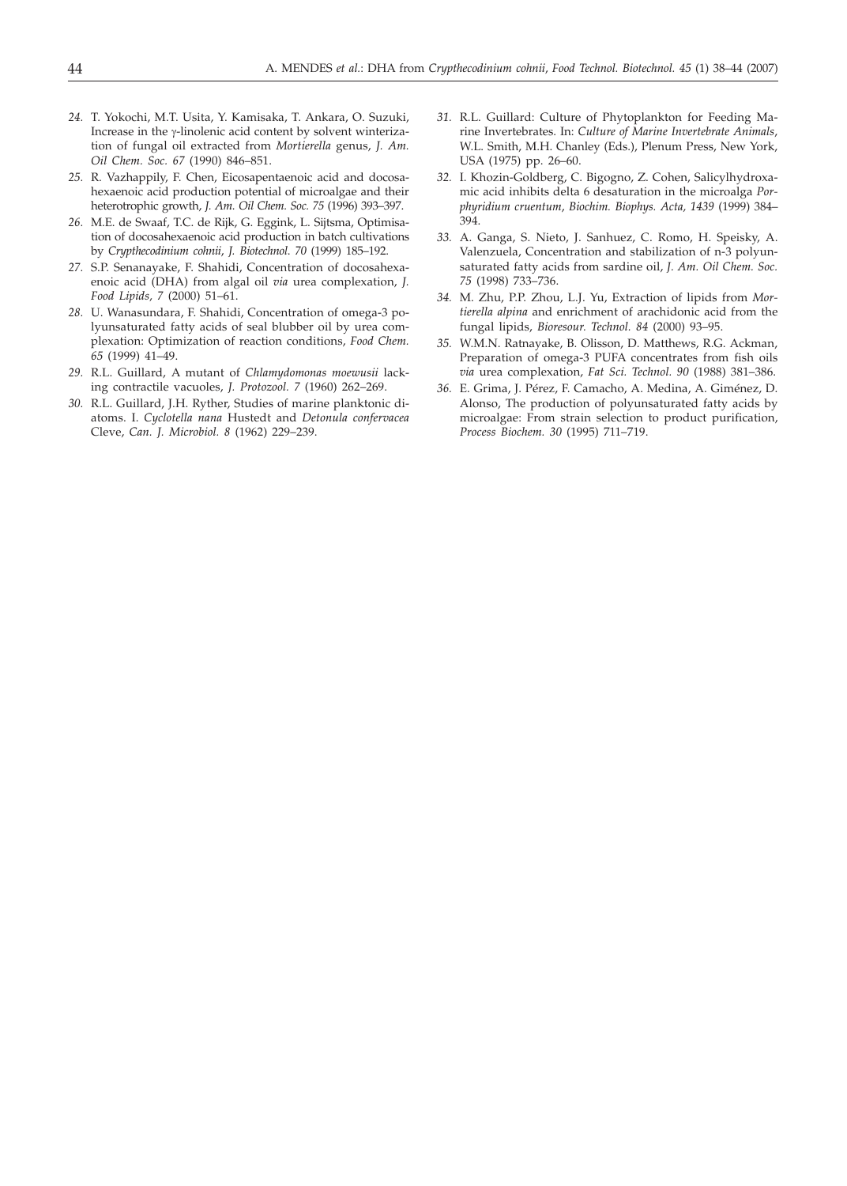*24.* T. Yokochi, M.T. Usita, Y. Kamisaka, T. Ankara, O. Suzuki, Increase in the γ-linolenic acid content by solvent winterization of fungal oil extracted from *Mortierella* genus, *J. Am. Oil Chem. Soc. 67* (1990) 846–851.

*25.* R. Vazhappily, F. Chen, Eicosapentaenoic acid and docosahexaenoic acid production potential of microalgae and their heterotrophic growth, *J. Am. Oil Chem. Soc. 75* (1996) 393–397.

*26.* M.E. de Swaaf, T.C. de Rijk, G. Eggink, L. Sijtsma, Optimisation of docosahexaenoic acid production in batch cultivations by *Crypthecodinium cohnii*, *J. Biotechnol. 70* (1999) 185–192.

*27.* S.P. Senanayake, F. Shahidi, Concentration of docosahexaenoic acid (DHA) from algal oil *via* urea complexation, *J. Food Lipids, 7* (2000) 51–61.

*28.* U. Wanasundara, F. Shahidi, Concentration of omega-3 polyunsaturated fatty acids of seal blubber oil by urea complexation: Optimization of reaction conditions, *Food Chem. 65* (1999) 41–49.

*29.* R.L. Guillard, A mutant of *Chlamydomonas moewusii* lacking contractile vacuoles, *J. Protozool. 7* (1960) 262–269.

*30.* R.L. Guillard, J.H. Ryther, Studies of marine planktonic diatoms. I. *Cyclotella nana* Hustedt and *Detonula confervacea* Cleve, *Can. J. Microbiol. 8* (1962) 229–239.

*31.* R.L. Guillard: Culture of Phytoplankton for Feeding Marine Invertebrates. In: *Culture of Marine Invertebrate Animals*, W.L. Smith, M.H. Chanley (Eds.), Plenum Press, New York, USA (1975) pp. 26–60.

*32.* I. Khozin-Goldberg, C. Bigogno, Z. Cohen, Salicylhydroxamic acid inhibits delta 6 desaturation in the microalga *Porphyridium cruentum*, *Biochim. Biophys. Acta, 1439* (1999) 384–394.

*33.* A. Ganga, S. Nieto, J. Sanhuez, C. Romo, H. Speisky, A. Valenzuela, Concentration and stabilization of n-3 polyunsaturated fatty acids from sardine oil, *J. Am. Oil Chem. Soc. 75* (1998) 733–736.

*34.* M. Zhu, P.P. Zhou, L.J. Yu, Extraction of lipids from *Mortierella alpina* and enrichment of arachidonic acid from the fungal lipids, *Bioresour. Technol. 84* (2000) 93–95.

*35.* W.M.N. Ratnayake, B. Olisson, D. Matthews, R.G. Ackman, Preparation of omega-3 PUFA concentrates from fish oils *via* urea complexation, *Fat Sci. Technol. 90* (1988) 381–386.

*36.* E. Grima, J. Pérez, F. Camacho, A. Medina, A. Giménez, D. Alonso, The production of polyunsaturated fatty acids by microalgae: From strain selection to product purification, *Process Biochem. 30* (1995) 711–719.